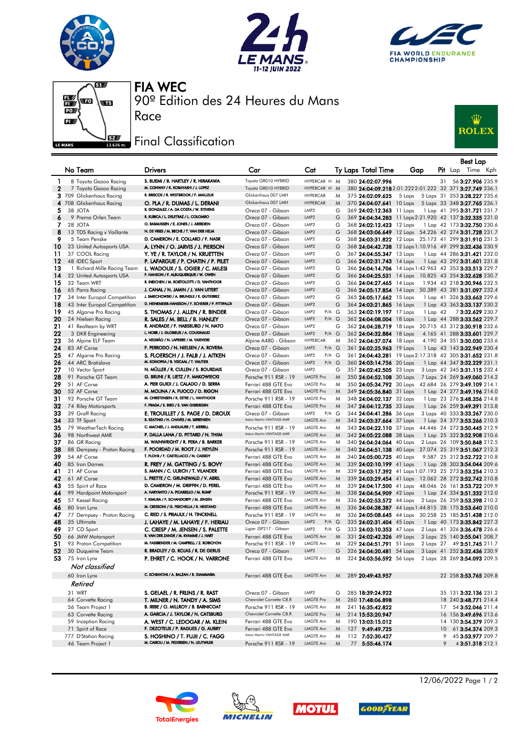# FIA WEC

## 90º Edition des 24 Heures du Mans

## Race

## Final Classification

| | No | Team | Drivers | Car | Cat | Ty | Laps | Total Time | Gap | | Pit | Best Lap Lap | Time | Kph |
|---|---|---|---|---|---|---|---|---|---|---|---|---|---|---|
| 1 | 8 | Toyota Gazoo Racing | S. BUEMI / B. HARTLEY / R. HIRAKAWA | Toyota GR010 HYBRID | HYPERCAR H | M | 380 | 24:02:07.996 | | | 31 | 56 | 3:27.906 | 235.9 |
| 2 | 7 | Toyota Gazoo Racing | M. CONWAY / K. KOBAYASHI / J. LOPEZ | Toyota GR010 HYBRID | HYPERCAR H | M | 380 | 24:04:09.218 | 2:01.222 | 2:01.222 | 32 | 371 | 3:27.749 | 236.1 |
| 3 | 709 | Glickenhaus Racing | R. BRISCOE / R. WESTBROOK / F. MAILLEUX | Glickenhaus 007 LMH | HYPERCAR | M | 375 | 24:02:09.625 | 5 Laps | 5 Laps | 31 | 353 | 3:28.227 | 235.6 |
| 4 | 708 | Glickenhaus Racing | O. PLA / R. DUMAS / L. DERANI | Glickenhaus 007 LMH | HYPERCAR | M | 370 | 24:04:07.641 | 10 Laps | 5 Laps | 33 | 348 | 3:27.765 | 236.1 |
| 5 | 38 | JOTA | R. GONZALEZ / A. DA COSTA / W. STEVENS | Oreca 07 - Gibson | LMP2 | G | 369 | 24:02:12.363 | 11 Laps | 1 Lap | 41 | 295 | 3:31.721 | 231.7 |
| 6 | 9 | Prema Orlen Team | R. KUBICA / L. DELETRAZ / L. COLOMBO | Oreca 07 - Gibson | LMP2 | G | 369 | 24:04:34.283 | 11 Laps | 2:21.920 | 42 | 137 | 3:32.335 | 231.0 |
| 7 | 28 | JOTA | O. RASMUSSEN / E. JONES / J. ABERDEIN | Oreca 07 - Gibson | LMP2 | G | 368 | 24:02:12.423 | 12 Laps | 1 Lap | 42 | 173 | 3:32.750 | 230.6 |
| 8 | 13 | TDS Racing x Vaillante | N. DE VRIES / M. BECHE / T. VAN DER HELM | Oreca 07 - Gibson | LMP2 | G | 368 | 24:03:06.649 | 12 Laps | 54.226 | 42 | 274 | 3:31.728 | 231.7 |
| 9 | 5 | Team Penske | D. CAMERON / E. COLLARD / F. NASR | Oreca 07 - Gibson | LMP2 | G | 368 | 24:03:31.822 | 12 Laps | 25.173 | 41 | 299 | 3:31.910 | 231.5 |
| 10 | 23 | United Autosports USA | A. LYNN / O. JARVIS / J. PIERSON | Oreca 07 - Gibson | LMP2 | G | 368 | 24:04:42.738 | 12 Laps | 1:10.916 | 49 | 299 | 3:32.436 | 230.9 |
| 11 | 37 | COOL Racing | Y. YE / R. TAYLOR / N. KRUETTEN | Oreca 07 - Gibson | LMP2 | G | 367 | 24:04:55.347 | 13 Laps | 1 Lap | 44 | 286 | 3:31.421 | 232.0 |
| 12 | 48 | IDEC Sport | P. LAFARGUE / P. CHATIN / P. PILET | Oreca 07 - Gibson | LMP2 | G | 366 | 24:02:31.743 | 14 Laps | 1 Lap | 43 | 292 | 3:31.601 | 231.8 |
| 13 | 1 | Richard Mille Racing Team | L. WADOUX / S. OGIER / C. MILESI | Oreca 07 - Gibson | LMP2 | G | 366 | 24:04:14.706 | 14 Laps | 1:42.963 | 42 | 353 | 3:33.513 | 229.7 |
| 14 | 22 | United Autosports USA | P. HANSON / F. ALBUQUERQUE / W. OWEN | Oreca 07 - Gibson | LMP2 | G | 366 | 24:04:25.531 | 14 Laps | 10.825 | 43 | 254 | 3:32.628 | 230.7 |
| 15 | 32 | Team WRT | R. INEICHEN / M. BORTOLOTTI / D. VANTHOOR | Oreca 07 - Gibson | LMP2 | G | 366 | 24:04:27.465 | 14 Laps | 1.934 | 43 | 218 | 3:30.946 | 232.5 |
| 16 | 65 | Panis Racing | J. CANAL / N. JAMIN / J. VAN UITERT | Oreca 07 - Gibson | LMP2 | G | 366 | 24:05:17.854 | 14 Laps | 50.389 | 43 | 281 | 3:31.097 | 232.4 |
| 17 | 34 | Inter Europol Competition | J. SMIECHOWSKI / A. BRUNDLE / E. GUTIERREZ | Oreca 07 - Gibson | LMP2 | G | 365 | 24:05:17.662 | 15 Laps | 1 Lap | 41 | 326 | 3:33.663 | 229.6 |
| 18 | 43 | Inter Europol Competition | D. HEINEMEIER-HANSSON / F. SCHERER / P. FITTIPALDI | Oreca 07 - Gibson | LMP2 | G | 364 | 24:03:21.865 | 16 Laps | 1 Lap | 43 | 363 | 3:33.137 | 230.2 |
| 19 | 45 | Algarve Pro Racing | S. THOMAS / J. ALLEN / R. BINDER | Oreca 07 - Gibson | LMP2 P/A | G | 363 | 24:02:19.197 | 17 Laps | 1 Lap | 42 | 7 | 3:32.629 | 230.7 |
| 20 | 24 | Nielsen Racing | R. SALES / M. BELL / B. HANLEY | Oreca 07 - Gibson | LMP2 P/A | G | 362 | 24:04:08.004 | 18 Laps | 1 Lap | 44 | 288 | 3:33.562 | 229.7 |
| 21 | 41 | Realteam by WRT | R. ANDRADE / F. HABSBURG / N. NATO | Oreca 07 - Gibson | LMP2 | G | 362 | 24:04:28.719 | 18 Laps | 20.715 | 43 | 312 | 3:30.918 | 232.6 |
| 22 | 3 | DKR Engineering | L. HORR / J. GLORIEUX / A. COUGNAUD | Oreca 07 - Gibson | LMP2 P/A | G | 362 | 24:04:32.884 | 18 Laps | 4.165 | 41 | 288 | 3:33.601 | 229.7 |
| 23 | 36 | Alpine ELF Team | A. NEGRÃO / N. LAPIERRE / M. VAXIVIERE | Alpine A480 - Gibson | HYPERCAR | M | 362 | 24:04:37.074 | 18 Laps | 4.190 | 34 | 351 | 3:30.030 | 233.6 |
| 24 | 83 | AF Corse | F. PERRODO / N. NIELSEN / A. ROVERA | Oreca 07 - Gibson | LMP2 P/A | G | 361 | 24:02:25.963 | 19 Laps | 1 Lap | 43 | 143 | 3:32.949 | 230.4 |
| 25 | 47 | Algarve Pro Racing | S. FLOERSCH / J. FALB / J. AITKEN | Oreca 07 - Gibson | LMP2 P/A | G | 361 | 24:04:43.281 | 19 Laps | 2:17.318 | 42 | 305 | 3:31.652 | 231.8 |
| 26 | 44 | ARC Bratislava | M. KONOPKA / B. VISCAAL / T. VAUTIER | Oreca 07 - Gibson | LMP2 P/A | G | 360 | 24:03:14.756 | 20 Laps | 1 Lap | 44 | 347 | 3:32.229 | 231.1 |
| 27 | 10 | Vector Sport | N. MÜLLER / R. CULLEN / S. BOURDAIS | Oreca 07 - Gibson | LMP2 | G | 357 | 24:02:42.505 | 23 Laps | 3 Laps | 42 | 345 | 3:31.115 | 232.4 |
| 28 | 91 | Porsche GT Team | G. BRUNI / R. LIETZ / F. MAKOWIECKI | Porsche 911 RSR - 19 | LMGTE Pro | M | 350 | 24:04:52.108 | 30 Laps | 7 Laps | 24 | 269 | 3:49.060 | 214.2 |
| 29 | 51 | AF Corse | A. PIER GUIDI / J. CALADO / D. SERRA | Ferrari 488 GTE Evo | LMGTE Pro | M | 350 | 24:05:34.792 | 30 Laps | 42.684 | 26 | 279 | 3:49.109 | 214.1 |
| 30 | 52 | AF Corse | M. MOLINA / A. FUOCO / D. RIGON | Ferrari 488 GTE Evo | LMGTE Pro | M | 349 | 24:05:36.840 | 31 Laps | 1 Lap | 24 | 277 | 3:49.196 | 214.0 |
| 31 | 92 | Porsche GT Team | M. CHRISTENSEN / K. ESTRE / L. VANTHOOR | Porsche 911 RSR - 19 | LMGTE Pro | M | 348 | 24:04:02.137 | 32 Laps | 1 Lap | 23 | 276 | 3:48.356 | 214.8 |
| 32 | 74 | Riley Motorsports | F. FRAGA / S. BIRD / S. VAN GISBERGEN | Ferrari 488 GTE Evo | LMGTE Pro | M | 347 | 24:04:12.735 | 33 Laps | 1 Lap | 26 | 259 | 3:49.391 | 213.8 |
| 33 | 39 | Graff Racing | E. TROUILLET / S. PAGE / D. DROUX | Oreca 07 - Gibson | LMP2 P/A | G | 344 | 24:04:41.286 | 36 Laps | 3 Laps | 40 | 333 | 3:33.267 | 230.0 |
| 34 | 33 | TF Sport | B. KEATING / H. CHAVES / M. SØRENSEN | Aston Martin VANTAGE AMR | LMGTE Am | M | 343 | 24:03:37.664 | 37 Laps | 1 Lap | 24 | 277 | 3:53.266 | 210.3 |
| 35 | 79 | WeatherTech Racing | C. MACNEIL / J. ANDLAUER / T. MERRILL | Porsche 911 RSR - 19 | LMGTE Am | M | 343 | 24:04:22.110 | 37 Laps | 44.446 | 24 | 272 | 3:50.445 | 212.9 |
| 36 | 98 | Northwest AMR | P. DALLA LANA / D. PITTARD / N. THIIM | Aston Martin VANTAGE AMR | LMGTE Am | M | 342 | 24:05:22.088 | 38 Laps | 1 Lap | 25 | 322 | 3:52.908 | 210.6 |
| 37 | 86 | GR Racing | M. WAINWRIGHT / R. PERA / B. BARKER | Porsche 911 RSR - 19 | LMGTE Am | M | 340 | 24:04:24.064 | 40 Laps | 2 Laps | 26 | 109 | 3:50.848 | 212.5 |
| 38 | 88 | Dempsey - Proton Racing | F. POORDAD / M. ROOT / J. HEYLEN | Porsche 911 RSR - 19 | LMGTE Am | M | 340 | 24:04:51.138 | 40 Laps | 27.074 | 25 | 319 | 3:51.067 | 212.3 |
| 39 | 54 | AF Corse | T. FLOHR / F. CASTELLACCI / N. CASSIDY | Ferrari 488 GTE Evo | LMGTE Am | M | 340 | 24:05:00.725 | 40 Laps | 9.587 | 25 | 312 | 3:52.722 | 210.8 |
| 40 | 85 | Iron Dames | R. FREY / M. GATTING / S. BOVY | Ferrari 488 GTE Evo | LMGTE Am | M | 339 | 24:02:10.199 | 41 Laps | 1 Lap | 28 | 303 | 3:54.044 | 209.6 |
| 41 | 21 | AF Corse | S. MANN / C. ULRICH / T. VILANDER | Ferrari 488 GTE Evo | LMGTE Am | M | 339 | 24:03:17.392 | 41 Laps | 1:07.193 | 25 | 273 | 3:53.254 | 210.3 |
| 42 | 61 | AF Corse | L. PRETTE / C. GRUNEWALD / V. ABRIL | Ferrari 488 GTE Evo | LMGTE Am | M | 339 | 24:03:29.454 | 41 Laps | 12.062 | 28 | 272 | 3:52.742 | 210.8 |
| 43 | 55 | Spirit of Race | D. CAMERON / M. GRIFFIN / D. PEREL | Ferrari 488 GTE Evo | LMGTE Am | M | 339 | 24:04:17.500 | 41 Laps | 48.046 | 26 | 161 | 3:53.722 | 209.9 |
| 44 | 99 | Hardpoint Motorsport | A. HARYANTO / A. PICARIELLO / M. RUMP | Porsche 911 RSR - 19 | LMGTE Am | M | 338 | 24:04:54.909 | 42 Laps | 1 Lap | 24 | 334 | 3:51.332 | 212.0 |
| 45 | 57 | Kessel Racing | T. KIMURA / F. SCHANDORFF / M. JENSEN | Ferrari 488 GTE Evo | LMGTE Am | M | 336 | 24:02:53.572 | 44 Laps | 2 Laps | 26 | 259 | 3:53.398 | 210.2 |
| 46 | 80 | Iron Lynx | M. CRESSONI / G. FISICHELLA / R. HEISTAND | Ferrari 488 GTE Evo | LMGTE Am | M | 336 | 24:04:38.387 | 44 Laps | 1:44.815 | 28 | 175 | 3:53.640 | 210.0 |
| 47 | 77 | Dempsey - Proton Racing | C. RIED / S. PRIAULX / H. TINCKNELL | Porsche 911 RSR - 19 | LMGTE Am | M | 336 | 24:05:08.645 | 44 Laps | 30.258 | 25 | 185 | 3:51.438 | 212.0 |
| 48 | 35 | Ultimate | J. LAHAYE / M. LAHAYE / F. HERIAU | Oreca 07 - Gibson | LMP2 P/A | G | 335 | 24:02:31.404 | 45 Laps | 1 Lap | 40 | 173 | 3:35.842 | 227.3 |
| 49 | 27 | CD Sport | C. CRESP / M. JENSEN / S. PALETTE | Ligier JSP217 - Gibson | LMP2 P/A | G | 333 | 24:03:10.353 | 47 Laps | 2 Laps | 41 | 326 | 3:36.478 | 226.6 |
| 50 | 66 | JMW Motorsport | R. VAN DER ZANDE / M. KVAMME / J. HART | Ferrari 488 GTE Evo | LMGTE Am | M | 331 | 24:02:42.326 | 49 Laps | 2 Laps | 25 | 140 | 3:55.041 | 208.7 |
| 51 | 93 | Proton Competition | M. FASSBENDER / M. CAMPBELL / Z. ROBICHON | Porsche 911 RSR - 19 | LMGTE Am | M | 329 | 24:04:51.791 | 51 Laps | 2 Laps | 27 | 49 | 3:51.745 | 211.7 |
| 52 | 30 | Duqueine Team | R. BRADLEY / G. ROJAS / R. DE GERUS | Oreca 07 - Gibson | LMP2 | G | 326 | 24:04:20.481 | 54 Laps | 3 Laps | 41 | 252 | 3:32.436 | 230.9 |
| 53 | 75 | Iron Lynx | P. EHRET / C. HOOK / N. VARRONE | Ferrari 488 GTE Evo | LMGTE Am | M | 324 | 24:03:56.592 | 56 Laps | 2 Laps | 28 | 269 | 3:54.093 | 209.5 |
| | | ***Not classified*** | | | | | | | | | | | | |
| | 60 | Iron Lynx | C. SCHIAVONI / A. BALZAN / R. GIAMMARIA | Ferrari 488 GTE Evo | LMGTE Am | M | 289 | 20:49:43.957 | | | 22 | 258 | 3:53.765 | 209.8 |
| | | ***Retired*** | | | | | | | | | | | | |
| | 31 | WRT | S. GELAEL / R. FRIJNS / R. RAST | Oreca 07 - Gibson | LMP2 | G | 285 | 18:39:24.922 | | | 35 | 131 | 3:32.136 | 231.2 |
| | 64 | Corvette Racing | T. MILNER / N. TANDY / A. SIMS | Chevrolet Corvette C8.R | LMGTE Pro | M | 260 | 17:48:06.898 | | | 18 | 240 | 3:48.771 | 214.4 |
| | 56 | Team Project 1 | B. IRIBE / O. MILLROY / B. BARNICOAT | Porsche 911 RSR - 19 | LMGTE Am | M | 241 | 16:35:42.822 | | | 17 | 54 | 3:52.046 | 211.4 |
| | 63 | Corvette Racing | A. GARCIA / J. TAYLOR / N. CATSBURG | Chevrolet Corvette C8.R | LMGTE Pro | M | 214 | 15:53:20.947 | | | 16 | 156 | 3:49.696 | 213.6 |
| | 59 | Inception Racing | A. WEST / C. LEDOGAR / M. KLEIN | Ferrari 488 GTE Evo | LMGTE Am | M | 190 | 13:03:15.012 | | | 14 | 130 | 3:54.379 | 209.3 |
| | 71 | Spirit of Race | F. DEZOTEUX / P. RAGUES / G. AUBRY | Ferrari 488 GTE Evo | LMGTE Am | M | 127 | 9:49:49.725 | | | 10 | 61 | 3:54.374 | 209.3 |
| | 777 | D'Station Racing | S. HOSHINO / T. FUJII / C. FAGG | Aston Martin VANTAGE AMR | LMGTE Am | M | 112 | 7:52:30.427 | | | 9 | 45 | 3:53.977 | 209.7 |
| | 46 | Team Project 1 | M. CAIROLI / M. PEDERSEN / N. LEUTWILER | Porsche 911 RSR - 19 | LMGTE Am | M | 77 | 5:55:46.174 | | | 9 | 4 | 3:51.318 | 212.1 |

12/06/2022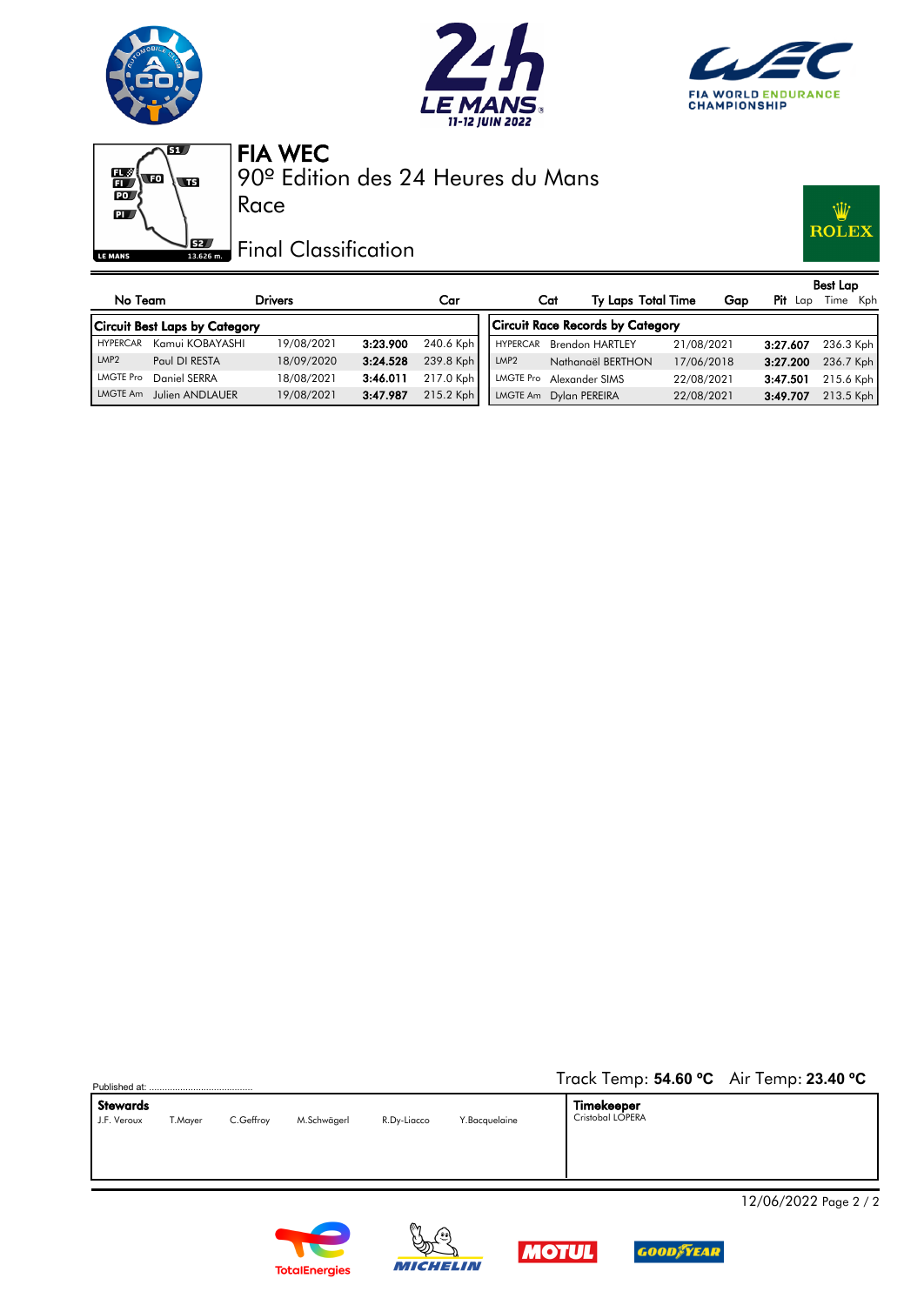# FIA WEC

90º Edition des 24 Heures du Mans

Race

## Final Classification

| No | Team | Drivers | Car | Cat | Ty | Laps | Total Time | Gap | Pit | Best Lap Lap | Best Lap Time | Best Lap Kph |
|---|---|---|---|---|---|---|---|---|---|---|---|---|

**Circuit Best Laps by Category**

| Category | Driver | Date | Time | Speed |
|---|---|---|---|---|
| HYPERCAR | Kamui KOBAYASHI | 19/08/2021 | **3:23.900** | 240.6 Kph |
| LMP2 | Paul DI RESTA | 18/09/2020 | **3:24.528** | 239.8 Kph |
| LMGTE Pro | Daniel SERRA | 18/08/2021 | **3:46.011** | 217.0 Kph |
| LMGTE Am | Julien ANDLAUER | 19/08/2021 | **3:47.987** | 215.2 Kph |

**Circuit Race Records by Category**

| Category | Driver | Date | Time | Speed |
|---|---|---|---|---|
| HYPERCAR | Brendon HARTLEY | 21/08/2021 | **3:27.607** | 236.3 Kph |
| LMP2 | Nathanaël BERTHON | 17/06/2018 | **3:27.200** | 236.7 Kph |
| LMGTE Pro | Alexander SIMS | 22/08/2021 | **3:47.501** | 215.6 Kph |
| LMGTE Am | Dylan PEREIRA | 22/08/2021 | **3:49.707** | 213.5 Kph |

Track Temp: **54.60 ºC** Air Temp: **23.40 ºC**

Published at: ........................................

**Stewards**

J.F. Veroux T.Mayer C.Geffroy M.Schwägerl R.Dy-Liacco Y.Bacquelaine

**Timekeeper**

Cristobal LOPERA

12/06/2022